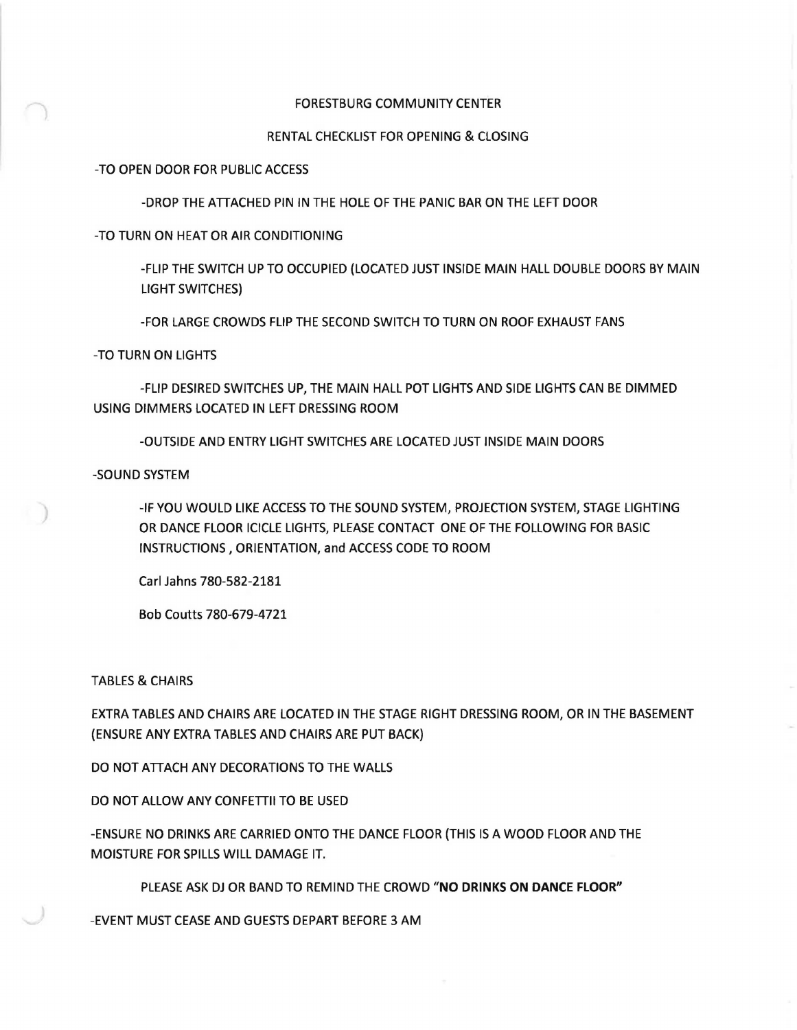# FORESTBURG COMMUNITY CENTER

## RENTAL CHECKLIST FOR OPENING & CLOSING

-TO OPEN DOOR FOR PUBLIC ACCESS

-DROP THE ATTACHED PIN IN THE HOLE OF THE PANIC BAR ON THE LEFT DOOR

-TO TURN ON HEAT OR AIR CONDITIONING

-FLIP THE SWITCH UP TO OCCUPIED (LOCATED JUST INSIDE MAIN HALL DOUBLE DOORS BY MAIN LIGHT SWITCHES)

-FOR LARGE CROWDS FLIP THE SECOND SWITCH TO TURN ON ROOF EXHAUST FANS

-TO TURN ON LIGHTS

-FLIP DESIRED SWITCHES UP, THE MAIN HALL POT LIGHTS AND SIDE LIGHTS CAN BE DIMMED USING DIMMERS LOCATED IN LEFT DRESSING ROOM

-OUTSIDE AND ENTRY LIGHT SWITCHES ARE LOCATED JUST INSIDE MAIN DOORS

-SOUND SYSTEM

-IF YOU WOULD LIKE ACCESS TO THE SOUND SYSTEM, PROJECTION SYSTEM, STAGE LIGHTING OR DANCE FLOOR ICICLE LIGHTS, PLEASE CONTACT ONE OF THE FOLLOWING FOR BASIC INSTRUCTIONS , ORIENTATION, and ACCESS CODE TO ROOM

Carl Jahns 780-582-2181

Bob Coutts 780-679-4721

TABLES & CHAIRS

EXTRA TABLES AND CHAIRS ARE LOCATED IN THE STAGE RIGHT DRESSING ROOM, OR IN THE BASEMENT (ENSURE ANY EXTRA TABLES AND CHAIRS ARE PUT BACK)

DO NOT ATTACH ANY DECORATIONS TO THE WALLS

DO NOT ALLOW ANY CONFETTII TO BE USED

-ENSURE NO DRINKS ARE CARRIED ONTO THE DANCE FLOOR (THIS IS A WOOD FLOOR AND THE MOISTURE FOR SPILLS WILL DAMAGE IT.

PLEASE ASK DJ OR BAND TO REMIND THE CROWD **"NO DRINKS ON DANCE FLOOR"**

-EVENT MUST CEASE AND GUESTS DEPART BEFORE 3 AM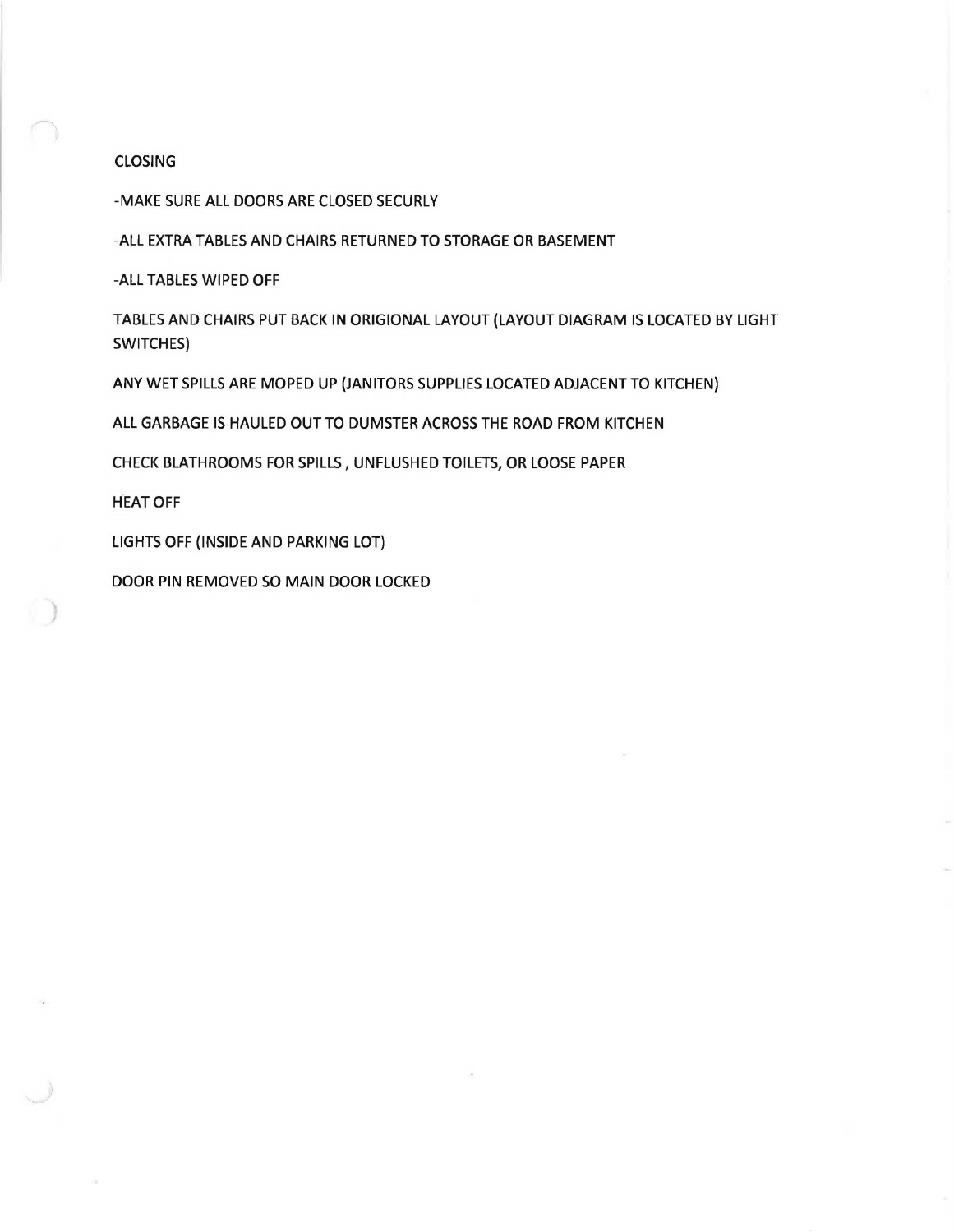CLOSING

-MAKE SURE ALL DOORS ARE CLOSED SECURLY

-ALL EXTRA TABLES AND CHAIRS RETURNED TO STORAGE OR BASEMENT

-ALL TABLES WIPED OFF

TABLES AND CHAIRS PUT BACK IN ORIGIONAL LAYOUT (LAYOUT DIAGRAM IS LOCATED BY LIGHT SWITCHES)

ANY WET SPILLS ARE MOPED UP (JANITORS SUPPLIES LOCATED ADJACENT TO KITCHEN)

ALL GARBAGE IS HAULED OUT TO DUMSTER ACROSS THE ROAD FROM KITCHEN

CHECK BLATHROOMS FOR SPILLS , UNFLUSHED TOILETS, OR LOOSE PAPER

HEAT OFF

LIGHTS OFF (INSIDE AND PARKING LOT)

DOOR PIN REMOVED SO MAIN DOOR LOCKED